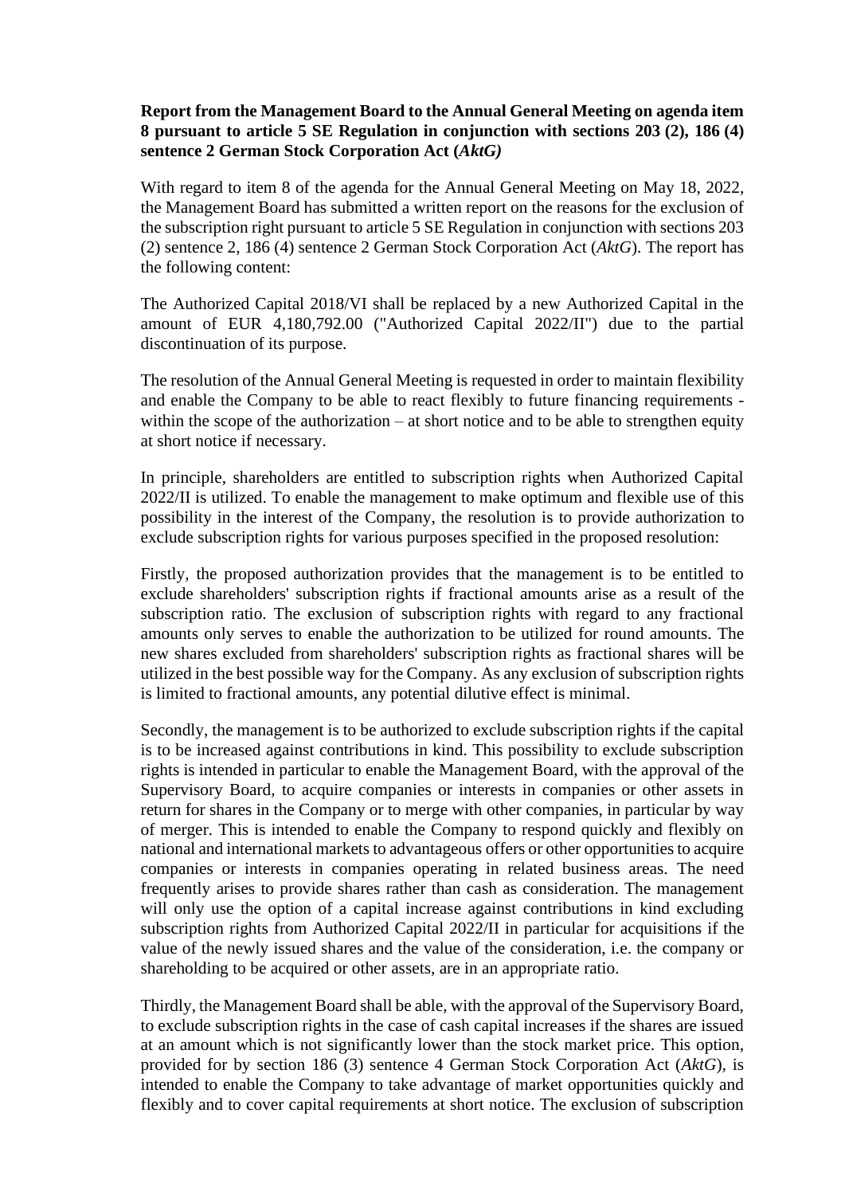**Report from the Management Board to the Annual General Meeting on agenda item 8 pursuant to article 5 SE Regulation in conjunction with sections 203 (2), 186 (4) sentence 2 German Stock Corporation Act (*AktG)***

With regard to item 8 of the agenda for the Annual General Meeting on May 18, 2022, the Management Board has submitted a written report on the reasons for the exclusion of the subscription right pursuant to article 5 SE Regulation in conjunction with sections 203 (2) sentence 2, 186 (4) sentence 2 German Stock Corporation Act (*AktG*). The report has the following content:

The Authorized Capital 2018/VI shall be replaced by a new Authorized Capital in the amount of EUR 4,180,792.00 ("Authorized Capital 2022/II") due to the partial discontinuation of its purpose.

The resolution of the Annual General Meeting is requested in order to maintain flexibility and enable the Company to be able to react flexibly to future financing requirements - within the scope of the authorization – at short notice and to be able to strengthen equity at short notice if necessary.

In principle, shareholders are entitled to subscription rights when Authorized Capital 2022/II is utilized. To enable the management to make optimum and flexible use of this possibility in the interest of the Company, the resolution is to provide authorization to exclude subscription rights for various purposes specified in the proposed resolution:

Firstly, the proposed authorization provides that the management is to be entitled to exclude shareholders' subscription rights if fractional amounts arise as a result of the subscription ratio. The exclusion of subscription rights with regard to any fractional amounts only serves to enable the authorization to be utilized for round amounts. The new shares excluded from shareholders' subscription rights as fractional shares will be utilized in the best possible way for the Company. As any exclusion of subscription rights is limited to fractional amounts, any potential dilutive effect is minimal.

Secondly, the management is to be authorized to exclude subscription rights if the capital is to be increased against contributions in kind. This possibility to exclude subscription rights is intended in particular to enable the Management Board, with the approval of the Supervisory Board, to acquire companies or interests in companies or other assets in return for shares in the Company or to merge with other companies, in particular by way of merger. This is intended to enable the Company to respond quickly and flexibly on national and international markets to advantageous offers or other opportunities to acquire companies or interests in companies operating in related business areas. The need frequently arises to provide shares rather than cash as consideration. The management will only use the option of a capital increase against contributions in kind excluding subscription rights from Authorized Capital 2022/II in particular for acquisitions if the value of the newly issued shares and the value of the consideration, i.e. the company or shareholding to be acquired or other assets, are in an appropriate ratio.

Thirdly, the Management Board shall be able, with the approval of the Supervisory Board, to exclude subscription rights in the case of cash capital increases if the shares are issued at an amount which is not significantly lower than the stock market price. This option, provided for by section 186 (3) sentence 4 German Stock Corporation Act (*AktG*), is intended to enable the Company to take advantage of market opportunities quickly and flexibly and to cover capital requirements at short notice. The exclusion of subscription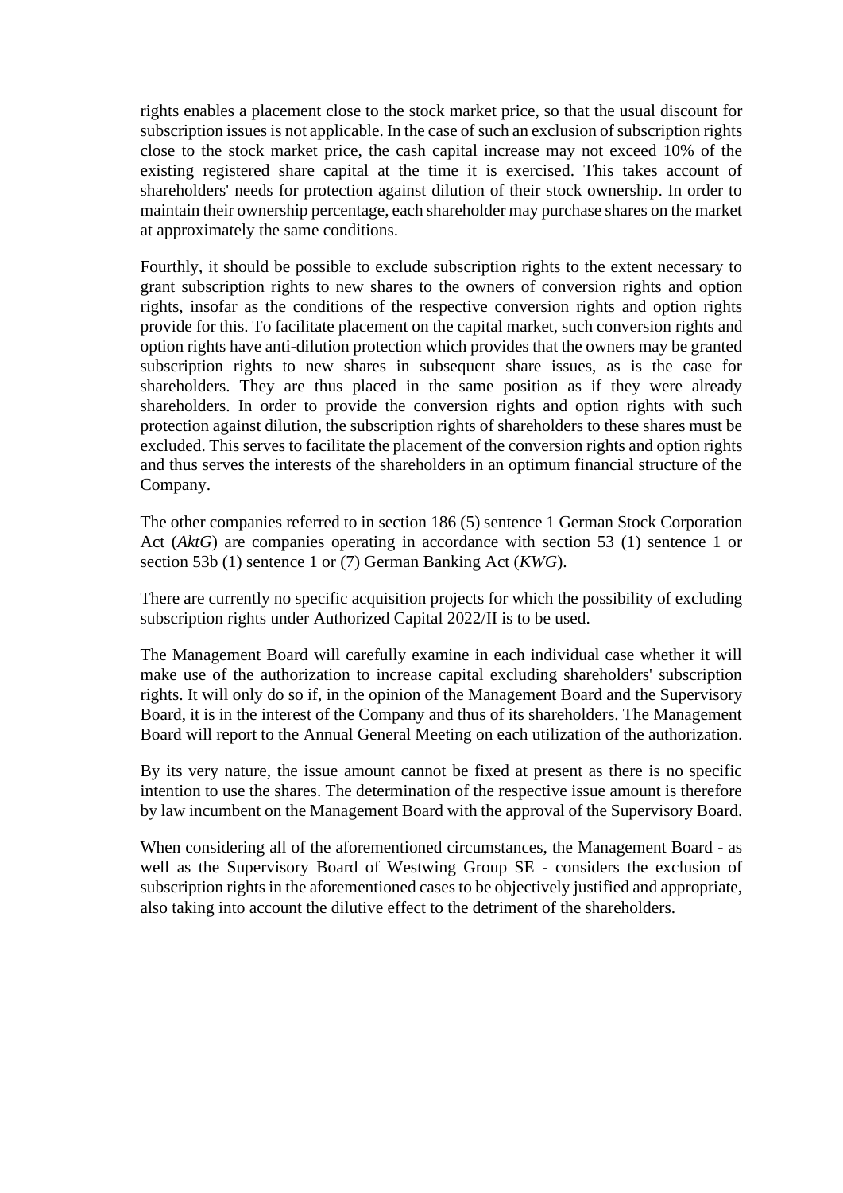rights enables a placement close to the stock market price, so that the usual discount for subscription issues is not applicable. In the case of such an exclusion of subscription rights close to the stock market price, the cash capital increase may not exceed 10% of the existing registered share capital at the time it is exercised. This takes account of shareholders' needs for protection against dilution of their stock ownership. In order to maintain their ownership percentage, each shareholder may purchase shares on the market at approximately the same conditions.

Fourthly, it should be possible to exclude subscription rights to the extent necessary to grant subscription rights to new shares to the owners of conversion rights and option rights, insofar as the conditions of the respective conversion rights and option rights provide for this. To facilitate placement on the capital market, such conversion rights and option rights have anti-dilution protection which provides that the owners may be granted subscription rights to new shares in subsequent share issues, as is the case for shareholders. They are thus placed in the same position as if they were already shareholders. In order to provide the conversion rights and option rights with such protection against dilution, the subscription rights of shareholders to these shares must be excluded. This serves to facilitate the placement of the conversion rights and option rights and thus serves the interests of the shareholders in an optimum financial structure of the Company.

The other companies referred to in section 186 (5) sentence 1 German Stock Corporation Act (*AktG*) are companies operating in accordance with section 53 (1) sentence 1 or section 53b (1) sentence 1 or (7) German Banking Act (*KWG*).

There are currently no specific acquisition projects for which the possibility of excluding subscription rights under Authorized Capital 2022/II is to be used.

The Management Board will carefully examine in each individual case whether it will make use of the authorization to increase capital excluding shareholders' subscription rights. It will only do so if, in the opinion of the Management Board and the Supervisory Board, it is in the interest of the Company and thus of its shareholders. The Management Board will report to the Annual General Meeting on each utilization of the authorization.

By its very nature, the issue amount cannot be fixed at present as there is no specific intention to use the shares. The determination of the respective issue amount is therefore by law incumbent on the Management Board with the approval of the Supervisory Board.

When considering all of the aforementioned circumstances, the Management Board - as well as the Supervisory Board of Westwing Group SE - considers the exclusion of subscription rights in the aforementioned cases to be objectively justified and appropriate, also taking into account the dilutive effect to the detriment of the shareholders.